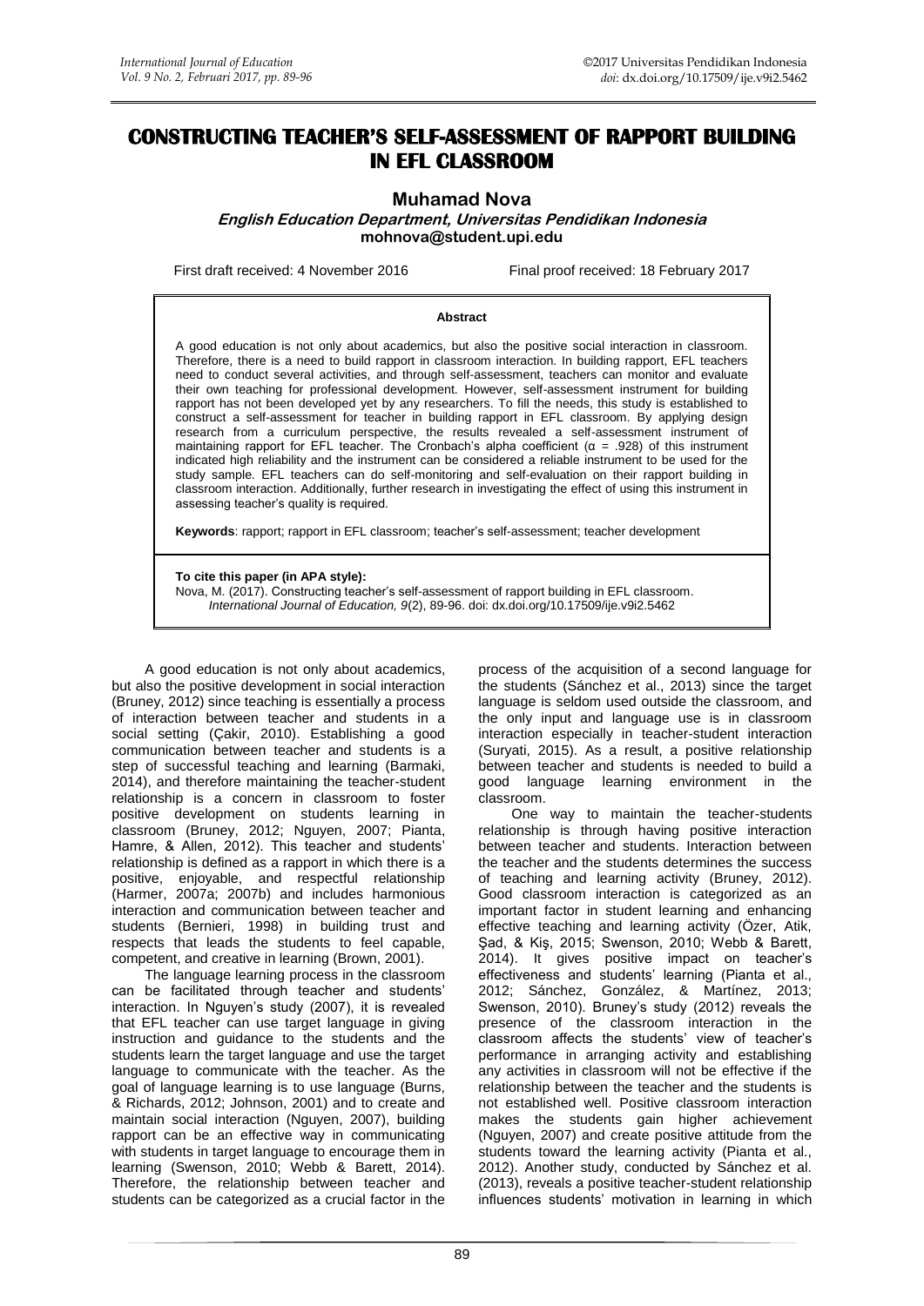# CONSTRUCTING TEACHER'S SELF-ASSESSMENT OF RAPPORT BUILDING IN EFL CLASSROOM

**Muhamad Nova**

***English Education Department, Universitas Pendidikan Indonesia***

**mohnova@student.upi.edu**

First draft received: 4 November 2016 Final proof received: 18 February 2017

**Abstract**

A good education is not only about academics, but also the positive social interaction in classroom. Therefore, there is a need to build rapport in classroom interaction. In building rapport, EFL teachers need to conduct several activities, and through self-assessment, teachers can monitor and evaluate their own teaching for professional development. However, self-assessment instrument for building rapport has not been developed yet by any researchers. To fill the needs, this study is established to construct a self-assessment for teacher in building rapport in EFL classroom. By applying design research from a curriculum perspective, the results revealed a self-assessment instrument of maintaining rapport for EFL teacher. The Cronbach's alpha coefficient ($\alpha$ = .928) of this instrument indicated high reliability and the instrument can be considered a reliable instrument to be used for the study sample. EFL teachers can do self-monitoring and self-evaluation on their rapport building in classroom interaction. Additionally, further research in investigating the effect of using this instrument in assessing teacher's quality is required.

**Keywords**: rapport; rapport in EFL classroom; teacher's self-assessment; teacher development

**To cite this paper (in APA style):**
Nova, M. (2017). Constructing teacher's self-assessment of rapport building in EFL classroom. *International Journal of Education, 9*(2), 89-96. doi: dx.doi.org/10.17509/ije.v9i2.5462

A good education is not only about academics, but also the positive development in social interaction (Bruney, 2012) since teaching is essentially a process of interaction between teacher and students in a social setting (Çakir, 2010). Establishing a good communication between teacher and students is a step of successful teaching and learning (Barmaki, 2014), and therefore maintaining the teacher-student relationship is a concern in classroom to foster positive development on students learning in classroom (Bruney, 2012; Nguyen, 2007; Pianta, Hamre, & Allen, 2012). This teacher and students' relationship is defined as a rapport in which there is a positive, enjoyable, and respectful relationship (Harmer, 2007a; 2007b) and includes harmonious interaction and communication between teacher and students (Bernieri, 1998) in building trust and respects that leads the students to feel capable, competent, and creative in learning (Brown, 2001).

The language learning process in the classroom can be facilitated through teacher and students' interaction. In Nguyen's study (2007), it is revealed that EFL teacher can use target language in giving instruction and guidance to the students and the students learn the target language and use the target language to communicate with the teacher. As the goal of language learning is to use language (Burns, & Richards, 2012; Johnson, 2001) and to create and maintain social interaction (Nguyen, 2007), building rapport can be an effective way in communicating with students in target language to encourage them in learning (Swenson, 2010; Webb & Barett, 2014). Therefore, the relationship between teacher and students can be categorized as a crucial factor in the process of the acquisition of a second language for the students (Sánchez et al., 2013) since the target language is seldom used outside the classroom, and the only input and language use is in classroom interaction especially in teacher-student interaction (Suryati, 2015). As a result, a positive relationship between teacher and students is needed to build a good language learning environment in the classroom.

One way to maintain the teacher-students relationship is through having positive interaction between teacher and students. Interaction between the teacher and the students determines the success of teaching and learning activity (Bruney, 2012). Good classroom interaction is categorized as an important factor in student learning and enhancing effective teaching and learning activity (Özer, Atik, Şad, & Kiş, 2015; Swenson, 2010; Webb & Barett, 2014). It gives positive impact on teacher's effectiveness and students' learning (Pianta et al., 2012; Sánchez, González, & Martínez, 2013; Swenson, 2010). Bruney's study (2012) reveals the presence of the classroom interaction in the classroom affects the students' view of teacher's performance in arranging activity and establishing any activities in classroom will not be effective if the relationship between the teacher and the students is not established well. Positive classroom interaction makes the students gain higher achievement (Nguyen, 2007) and create positive attitude from the students toward the learning activity (Pianta et al., 2012). Another study, conducted by Sánchez et al. (2013), reveals a positive teacher-student relationship influences students' motivation in learning in which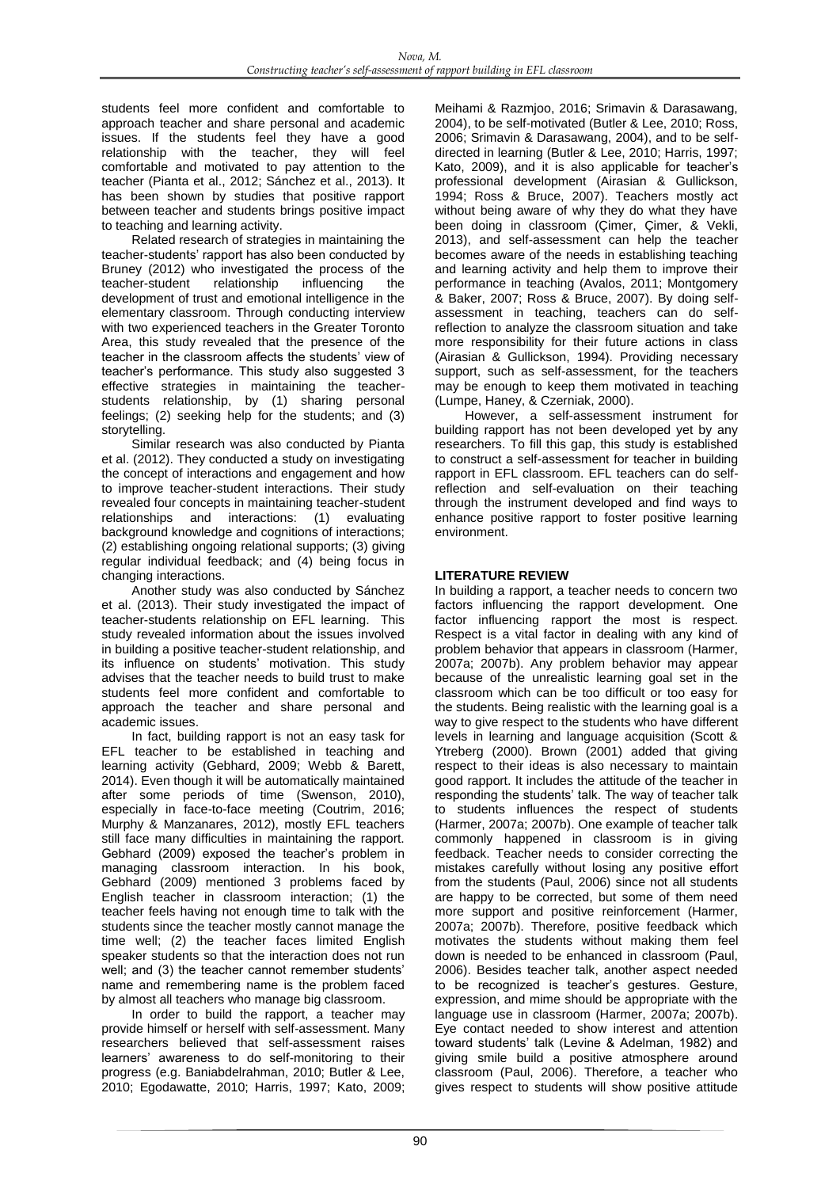students feel more confident and comfortable to approach teacher and share personal and academic issues. If the students feel they have a good relationship with the teacher, they will feel comfortable and motivated to pay attention to the teacher (Pianta et al., 2012; Sánchez et al., 2013). It has been shown by studies that positive rapport between teacher and students brings positive impact to teaching and learning activity.

Related research of strategies in maintaining the teacher-students' rapport has also been conducted by Bruney (2012) who investigated the process of the teacher-student relationship influencing the development of trust and emotional intelligence in the elementary classroom. Through conducting interview with two experienced teachers in the Greater Toronto Area, this study revealed that the presence of the teacher in the classroom affects the students' view of teacher's performance. This study also suggested 3 effective strategies in maintaining the teacher-students relationship, by (1) sharing personal feelings; (2) seeking help for the students; and (3) storytelling.

Similar research was also conducted by Pianta et al. (2012). They conducted a study on investigating the concept of interactions and engagement and how to improve teacher-student interactions. Their study revealed four concepts in maintaining teacher-student relationships and interactions: (1) evaluating background knowledge and cognitions of interactions; (2) establishing ongoing relational supports; (3) giving regular individual feedback; and (4) being focus in changing interactions.

Another study was also conducted by Sánchez et al. (2013). Their study investigated the impact of teacher-students relationship on EFL learning. This study revealed information about the issues involved in building a positive teacher-student relationship, and its influence on students' motivation. This study advises that the teacher needs to build trust to make students feel more confident and comfortable to approach the teacher and share personal and academic issues.

In fact, building rapport is not an easy task for EFL teacher to be established in teaching and learning activity (Gebhard, 2009; Webb & Barett, 2014). Even though it will be automatically maintained after some periods of time (Swenson, 2010), especially in face-to-face meeting (Coutrim, 2016; Murphy & Manzanares, 2012), mostly EFL teachers still face many difficulties in maintaining the rapport. Gebhard (2009) exposed the teacher's problem in managing classroom interaction. In his book, Gebhard (2009) mentioned 3 problems faced by English teacher in classroom interaction; (1) the teacher feels having not enough time to talk with the students since the teacher mostly cannot manage the time well; (2) the teacher faces limited English speaker students so that the interaction does not run well; and (3) the teacher cannot remember students' name and remembering name is the problem faced by almost all teachers who manage big classroom.

In order to build the rapport, a teacher may provide himself or herself with self-assessment. Many researchers believed that self-assessment raises learners' awareness to do self-monitoring to their progress (e.g. Baniabdelrahman, 2010; Butler & Lee, 2010; Egodawatte, 2010; Harris, 1997; Kato, 2009; Meihami & Razmjoo, 2016; Srimavin & Darasawang, 2004), to be self-motivated (Butler & Lee, 2010; Ross, 2006; Srimavin & Darasawang, 2004), and to be self-directed in learning (Butler & Lee, 2010; Harris, 1997; Kato, 2009), and it is also applicable for teacher's professional development (Airasian & Gullickson, 1994; Ross & Bruce, 2007). Teachers mostly act without being aware of why they do what they have been doing in classroom (Çimer, Çimer, & Vekli, 2013), and self-assessment can help the teacher becomes aware of the needs in establishing teaching and learning activity and help them to improve their performance in teaching (Avalos, 2011; Montgomery & Baker, 2007; Ross & Bruce, 2007). By doing self-assessment in teaching, teachers can do self-reflection to analyze the classroom situation and take more responsibility for their future actions in class (Airasian & Gullickson, 1994). Providing necessary support, such as self-assessment, for the teachers may be enough to keep them motivated in teaching (Lumpe, Haney, & Czerniak, 2000).

However, a self-assessment instrument for building rapport has not been developed yet by any researchers. To fill this gap, this study is established to construct a self-assessment for teacher in building rapport in EFL classroom. EFL teachers can do self-reflection and self-evaluation on their teaching through the instrument developed and find ways to enhance positive rapport to foster positive learning environment.

## LITERATURE REVIEW

In building a rapport, a teacher needs to concern two factors influencing the rapport development. One factor influencing rapport the most is respect. Respect is a vital factor in dealing with any kind of problem behavior that appears in classroom (Harmer, 2007a; 2007b). Any problem behavior may appear because of the unrealistic learning goal set in the classroom which can be too difficult or too easy for the students. Being realistic with the learning goal is a way to give respect to the students who have different levels in learning and language acquisition (Scott & Ytreberg (2000). Brown (2001) added that giving respect to their ideas is also necessary to maintain good rapport. It includes the attitude of the teacher in responding the students' talk. The way of teacher talk to students influences the respect of students (Harmer, 2007a; 2007b). One example of teacher talk commonly happened in classroom is in giving feedback. Teacher needs to consider correcting the mistakes carefully without losing any positive effort from the students (Paul, 2006) since not all students are happy to be corrected, but some of them need more support and positive reinforcement (Harmer, 2007a; 2007b). Therefore, positive feedback which motivates the students without making them feel down is needed to be enhanced in classroom (Paul, 2006). Besides teacher talk, another aspect needed to be recognized is teacher's gestures. Gesture, expression, and mime should be appropriate with the language use in classroom (Harmer, 2007a; 2007b). Eye contact needed to show interest and attention toward students' talk (Levine & Adelman, 1982) and giving smile build a positive atmosphere around classroom (Paul, 2006). Therefore, a teacher who gives respect to students will show positive attitude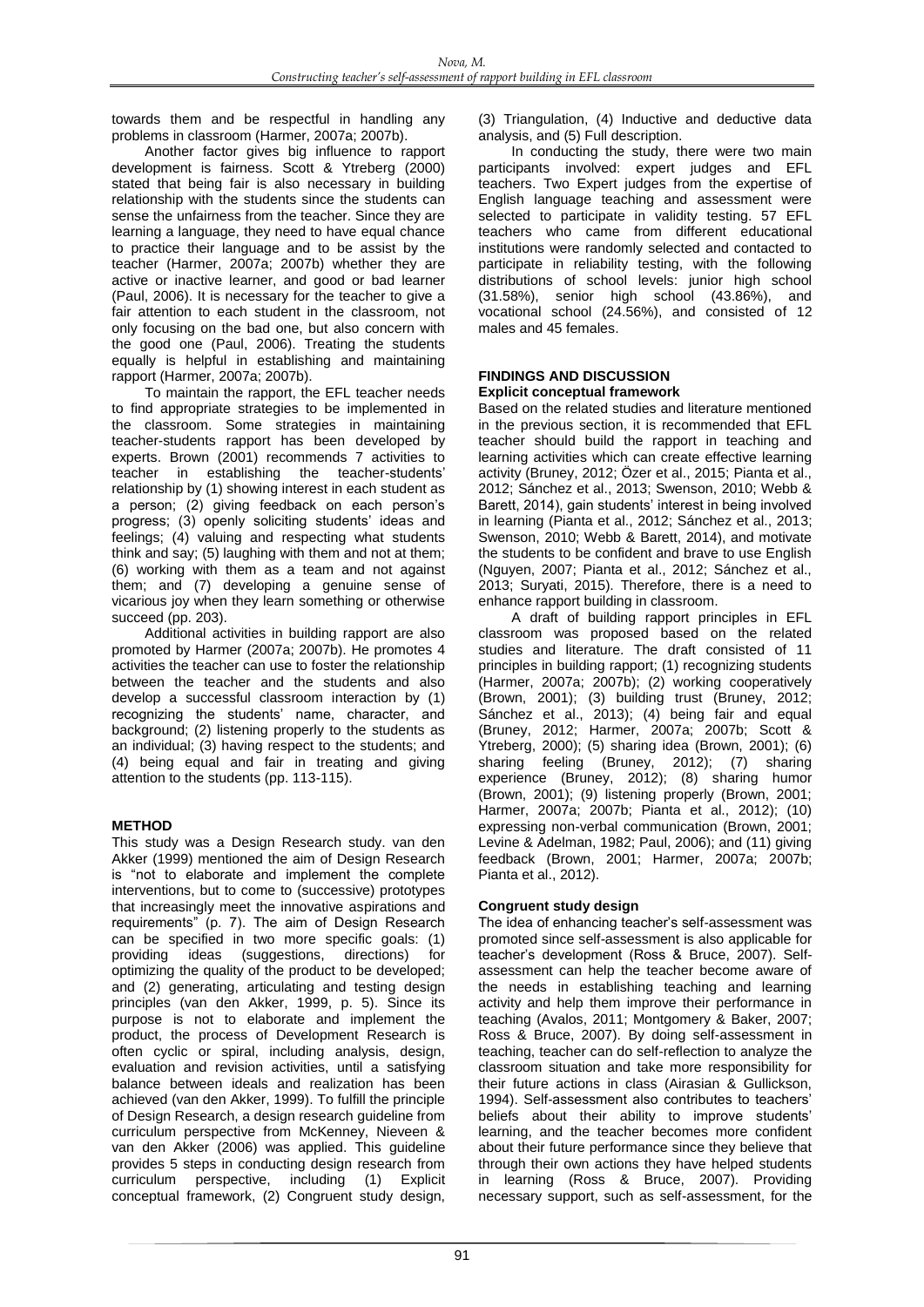towards them and be respectful in handling any problems in classroom (Harmer, 2007a; 2007b).

Another factor gives big influence to rapport development is fairness. Scott & Ytreberg (2000) stated that being fair is also necessary in building relationship with the students since the students can sense the unfairness from the teacher. Since they are learning a language, they need to have equal chance to practice their language and to be assist by the teacher (Harmer, 2007a; 2007b) whether they are active or inactive learner, and good or bad learner (Paul, 2006). It is necessary for the teacher to give a fair attention to each student in the classroom, not only focusing on the bad one, but also concern with the good one (Paul, 2006). Treating the students equally is helpful in establishing and maintaining rapport (Harmer, 2007a; 2007b).

To maintain the rapport, the EFL teacher needs to find appropriate strategies to be implemented in the classroom. Some strategies in maintaining teacher-students rapport has been developed by experts. Brown (2001) recommends 7 activities to teacher in establishing the teacher-students' relationship by (1) showing interest in each student as a person; (2) giving feedback on each person's progress; (3) openly soliciting students' ideas and feelings; (4) valuing and respecting what students think and say; (5) laughing with them and not at them; (6) working with them as a team and not against them; and (7) developing a genuine sense of vicarious joy when they learn something or otherwise succeed (pp. 203).

Additional activities in building rapport are also promoted by Harmer (2007a; 2007b). He promotes 4 activities the teacher can use to foster the relationship between the teacher and the students and also develop a successful classroom interaction by (1) recognizing the students' name, character, and background; (2) listening properly to the students as an individual; (3) having respect to the students; and (4) being equal and fair in treating and giving attention to the students (pp. 113-115).

## METHOD

This study was a Design Research study. van den Akker (1999) mentioned the aim of Design Research is "not to elaborate and implement the complete interventions, but to come to (successive) prototypes that increasingly meet the innovative aspirations and requirements" (p. 7). The aim of Design Research can be specified in two more specific goals: (1) providing ideas (suggestions, directions) for optimizing the quality of the product to be developed; and (2) generating, articulating and testing design principles (van den Akker, 1999, p. 5). Since its purpose is not to elaborate and implement the product, the process of Development Research is often cyclic or spiral, including analysis, design, evaluation and revision activities, until a satisfying balance between ideals and realization has been achieved (van den Akker, 1999). To fulfill the principle of Design Research, a design research guideline from curriculum perspective from McKenney, Nieveen & van den Akker (2006) was applied. This guideline provides 5 steps in conducting design research from curriculum perspective, including (1) Explicit conceptual framework, (2) Congruent study design, (3) Triangulation, (4) Inductive and deductive data analysis, and (5) Full description.

In conducting the study, there were two main participants involved: expert judges and EFL teachers. Two Expert judges from the expertise of English language teaching and assessment were selected to participate in validity testing. 57 EFL teachers who came from different educational institutions were randomly selected and contacted to participate in reliability testing, with the following distributions of school levels: junior high school (31.58%), senior high school (43.86%), and vocational school (24.56%), and consisted of 12 males and 45 females.

## FINDINGS AND DISCUSSION

### Explicit conceptual framework

Based on the related studies and literature mentioned in the previous section, it is recommended that EFL teacher should build the rapport in teaching and learning activities which can create effective learning activity (Bruney, 2012; Özer et al., 2015; Pianta et al., 2012; Sánchez et al., 2013; Swenson, 2010; Webb & Barett, 2014), gain students' interest in being involved in learning (Pianta et al., 2012; Sánchez et al., 2013; Swenson, 2010; Webb & Barett, 2014), and motivate the students to be confident and brave to use English (Nguyen, 2007; Pianta et al., 2012; Sánchez et al., 2013; Suryati, 2015). Therefore, there is a need to enhance rapport building in classroom.

A draft of building rapport principles in EFL classroom was proposed based on the related studies and literature. The draft consisted of 11 principles in building rapport; (1) recognizing students (Harmer, 2007a; 2007b); (2) working cooperatively (Brown, 2001); (3) building trust (Bruney, 2012; Sánchez et al., 2013); (4) being fair and equal (Bruney, 2012; Harmer, 2007a; 2007b; Scott & Ytreberg, 2000); (5) sharing idea (Brown, 2001); (6) sharing feeling (Bruney, 2012); (7) sharing experience (Bruney, 2012); (8) sharing humor (Brown, 2001); (9) listening properly (Brown, 2001; Harmer, 2007a; 2007b; Pianta et al., 2012); (10) expressing non-verbal communication (Brown, 2001; Levine & Adelman, 1982; Paul, 2006); and (11) giving feedback (Brown, 2001; Harmer, 2007a; 2007b; Pianta et al., 2012).

### Congruent study design

The idea of enhancing teacher's self-assessment was promoted since self-assessment is also applicable for teacher's development (Ross & Bruce, 2007). Self-assessment can help the teacher become aware of the needs in establishing teaching and learning activity and help them improve their performance in teaching (Avalos, 2011; Montgomery & Baker, 2007; Ross & Bruce, 2007). By doing self-assessment in teaching, teacher can do self-reflection to analyze the classroom situation and take more responsibility for their future actions in class (Airasian & Gullickson, 1994). Self-assessment also contributes to teachers' beliefs about their ability to improve students' learning, and the teacher becomes more confident about their future performance since they believe that through their own actions they have helped students in learning (Ross & Bruce, 2007). Providing necessary support, such as self-assessment, for the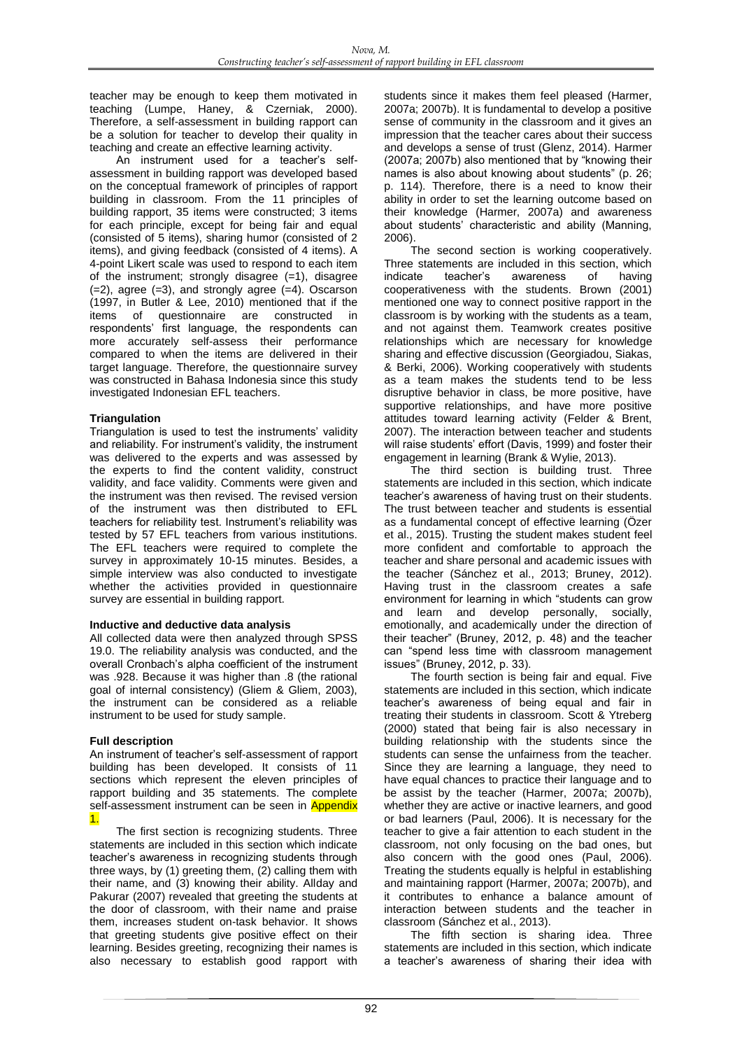teacher may be enough to keep them motivated in teaching (Lumpe, Haney, & Czerniak, 2000). Therefore, a self-assessment in building rapport can be a solution for teacher to develop their quality in teaching and create an effective learning activity.

An instrument used for a teacher's self-assessment in building rapport was developed based on the conceptual framework of principles of rapport building in classroom. From the 11 principles of building rapport, 35 items were constructed; 3 items for each principle, except for being fair and equal (consisted of 5 items), sharing humor (consisted of 2 items), and giving feedback (consisted of 4 items). A 4-point Likert scale was used to respond to each item of the instrument; strongly disagree (=1), disagree (=2), agree (=3), and strongly agree (=4). Oscarson (1997, in Butler & Lee, 2010) mentioned that if the items of questionnaire are constructed in respondents' first language, the respondents can more accurately self-assess their performance compared to when the items are delivered in their target language. Therefore, the questionnaire survey was constructed in Bahasa Indonesia since this study investigated Indonesian EFL teachers.

**Triangulation**

Triangulation is used to test the instruments' validity and reliability. For instrument's validity, the instrument was delivered to the experts and was assessed by the experts to find the content validity, construct validity, and face validity. Comments were given and the instrument was then revised. The revised version of the instrument was then distributed to EFL teachers for reliability test. Instrument's reliability was tested by 57 EFL teachers from various institutions. The EFL teachers were required to complete the survey in approximately 10-15 minutes. Besides, a simple interview was also conducted to investigate whether the activities provided in questionnaire survey are essential in building rapport.

**Inductive and deductive data analysis**

All collected data were then analyzed through SPSS 19.0. The reliability analysis was conducted, and the overall Cronbach's alpha coefficient of the instrument was .928. Because it was higher than .8 (the rational goal of internal consistency) (Gliem & Gliem, 2003), the instrument can be considered as a reliable instrument to be used for study sample.

**Full description**

An instrument of teacher's self-assessment of rapport building has been developed. It consists of 11 sections which represent the eleven principles of rapport building and 35 statements. The complete self-assessment instrument can be seen in Appendix 1.

The first section is recognizing students. Three statements are included in this section which indicate teacher's awareness in recognizing students through three ways, by (1) greeting them, (2) calling them with their name, and (3) knowing their ability. Allday and Pakurar (2007) revealed that greeting the students at the door of classroom, with their name and praise them, increases student on-task behavior. It shows that greeting students give positive effect on their learning. Besides greeting, recognizing their names is also necessary to establish good rapport with students since it makes them feel pleased (Harmer, 2007a; 2007b). It is fundamental to develop a positive sense of community in the classroom and it gives an impression that the teacher cares about their success and develops a sense of trust (Glenz, 2014). Harmer (2007a; 2007b) also mentioned that by "knowing their names is also about knowing about students" (p. 26; p. 114). Therefore, there is a need to know their ability in order to set the learning outcome based on their knowledge (Harmer, 2007a) and awareness about students' characteristic and ability (Manning, 2006).

The second section is working cooperatively. Three statements are included in this section, which indicate teacher's awareness of having cooperativeness with the students. Brown (2001) mentioned one way to connect positive rapport in the classroom is by working with the students as a team, and not against them. Teamwork creates positive relationships which are necessary for knowledge sharing and effective discussion (Georgiadou, Siakas, & Berki, 2006). Working cooperatively with students as a team makes the students tend to be less disruptive behavior in class, be more positive, have supportive relationships, and have more positive attitudes toward learning activity (Felder & Brent, 2007). The interaction between teacher and students will raise students' effort (Davis, 1999) and foster their engagement in learning (Brank & Wylie, 2013).

The third section is building trust. Three statements are included in this section, which indicate teacher's awareness of having trust on their students. The trust between teacher and students is essential as a fundamental concept of effective learning (Özer et al., 2015). Trusting the student makes student feel more confident and comfortable to approach the teacher and share personal and academic issues with the teacher (Sánchez et al., 2013; Bruney, 2012). Having trust in the classroom creates a safe environment for learning in which "students can grow and learn and develop personally, socially, emotionally, and academically under the direction of their teacher" (Bruney, 2012, p. 48) and the teacher can "spend less time with classroom management issues" (Bruney, 2012, p. 33).

The fourth section is being fair and equal. Five statements are included in this section, which indicate teacher's awareness of being equal and fair in treating their students in classroom. Scott & Ytreberg (2000) stated that being fair is also necessary in building relationship with the students since the students can sense the unfairness from the teacher. Since they are learning a language, they need to have equal chances to practice their language and to be assist by the teacher (Harmer, 2007a; 2007b), whether they are active or inactive learners, and good or bad learners (Paul, 2006). It is necessary for the teacher to give a fair attention to each student in the classroom, not only focusing on the bad ones, but also concern with the good ones (Paul, 2006). Treating the students equally is helpful in establishing and maintaining rapport (Harmer, 2007a; 2007b), and it contributes to enhance a balance amount of interaction between students and the teacher in classroom (Sánchez et al., 2013).

The fifth section is sharing idea. Three statements are included in this section, which indicate a teacher's awareness of sharing their idea with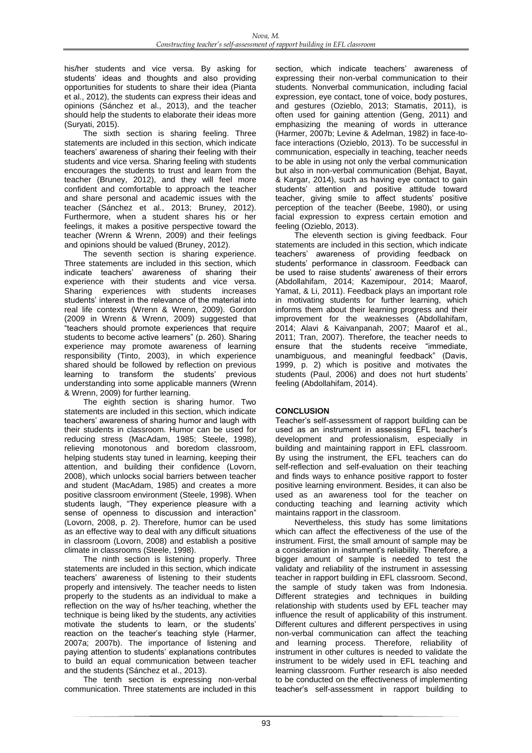his/her students and vice versa. By asking for students' ideas and thoughts and also providing opportunities for students to share their idea (Pianta et al., 2012), the students can express their ideas and opinions (Sánchez et al., 2013), and the teacher should help the students to elaborate their ideas more (Suryati, 2015).

The sixth section is sharing feeling. Three statements are included in this section, which indicate teachers' awareness of sharing their feeling with their students and vice versa. Sharing feeling with students encourages the students to trust and learn from the teacher (Bruney, 2012), and they will feel more confident and comfortable to approach the teacher and share personal and academic issues with the teacher (Sánchez et al., 2013; Bruney, 2012). Furthermore, when a student shares his or her feelings, it makes a positive perspective toward the teacher (Wrenn & Wrenn, 2009) and their feelings and opinions should be valued (Bruney, 2012).

The seventh section is sharing experience. Three statements are included in this section, which indicate teachers' awareness of sharing their experience with their students and vice versa. Sharing experiences with students increases students' interest in the relevance of the material into real life contexts (Wrenn & Wrenn, 2009). Gordon (2009 in Wrenn & Wrenn, 2009) suggested that "teachers should promote experiences that require students to become active learners" (p. 260). Sharing experience may promote awareness of learning responsibility (Tinto, 2003), in which experience shared should be followed by reflection on previous learning to transform the students' previous understanding into some applicable manners (Wrenn & Wrenn, 2009) for further learning.

The eighth section is sharing humor. Two statements are included in this section, which indicate teachers' awareness of sharing humor and laugh with their students in classroom. Humor can be used for reducing stress (MacAdam, 1985; Steele, 1998), relieving monotonous and boredom classroom, helping students stay tuned in learning, keeping their attention, and building their confidence (Lovorn, 2008), which unlocks social barriers between teacher and student (MacAdam, 1985) and creates a more positive classroom environment (Steele, 1998). When students laugh, "They experience pleasure with a sense of openness to discussion and interaction" (Lovorn, 2008, p. 2). Therefore, humor can be used as an effective way to deal with any difficult situations in classroom (Lovorn, 2008) and establish a positive climate in classrooms (Steele, 1998).

The ninth section is listening properly. Three statements are included in this section, which indicate teachers' awareness of listening to their students properly and intensively. The teacher needs to listen properly to the students as an individual to make a reflection on the way of hs/her teaching, whether the technique is being liked by the students, any activities motivate the students to learn, or the students' reaction on the teacher's teaching style (Harmer, 2007a; 2007b). The importance of listening and paying attention to students' explanations contributes to build an equal communication between teacher and the students (Sánchez et al., 2013).

The tenth section is expressing non-verbal communication. Three statements are included in this section, which indicate teachers' awareness of expressing their non-verbal communication to their students. Nonverbal communication, including facial expression, eye contact, tone of voice, body postures, and gestures (Ozieblo, 2013; Stamatis, 2011), is often used for gaining attention (Geng, 2011) and emphasizing the meaning of words in utterance (Harmer, 2007b; Levine & Adelman, 1982) in face-to-face interactions (Ozieblo, 2013). To be successful in communication, especially in teaching, teacher needs to be able in using not only the verbal communication but also in non-verbal communication (Behjat, Bayat, & Kargar, 2014), such as having eye contact to gain students' attention and positive attitude toward teacher, giving smile to affect students' positive perception of the teacher (Beebe, 1980), or using facial expression to express certain emotion and feeling (Ozieblo, 2013).

The eleventh section is giving feedback. Four statements are included in this section, which indicate teachers' awareness of providing feedback on students' performance in classroom. Feedback can be used to raise students' awareness of their errors (Abdollahifam, 2014; Kazemipour, 2014; Maarof, Yamat, & Li, 2011). Feedback plays an important role in motivating students for further learning, which informs them about their learning progress and their improvement for the weaknesses (Abdollahifam, 2014; Alavi & Kaivanpanah, 2007; Maarof et al., 2011; Tran, 2007). Therefore, the teacher needs to ensure that the students receive "immediate, unambiguous, and meaningful feedback" (Davis, 1999, p. 2) which is positive and motivates the students (Paul, 2006) and does not hurt students' feeling (Abdollahifam, 2014).

## CONCLUSION

Teacher's self-assessment of rapport building can be used as an instrument in assessing EFL teacher's development and professionalism, especially in building and maintaining rapport in EFL classroom. By using the instrument, the EFL teachers can do self-reflection and self-evaluation on their teaching and finds ways to enhance positive rapport to foster positive learning environment. Besides, it can also be used as an awareness tool for the teacher on conducting teaching and learning activity which maintains rapport in the classroom.

Nevertheless, this study has some limitations which can affect the effectiveness of the use of the instrument. First, the small amount of sample may be a consideration in instrument's reliability. Therefore, a bigger amount of sample is needed to test the validaty and reliability of the instrument in assessing teacher in rapport building in EFL classroom. Second, the sample of study taken was from Indonesia. Different strategies and techniques in building relationship with students used by EFL teacher may influence the result of applicability of this instrument. Different cultures and different perspectives in using non-verbal communication can affect the teaching and learning process. Therefore, reliability of instrument in other cultures is needed to validate the instrument to be widely used in EFL teaching and learning classroom. Further research is also needed to be conducted on the effectiveness of implementing teacher's self-assessment in rapport building to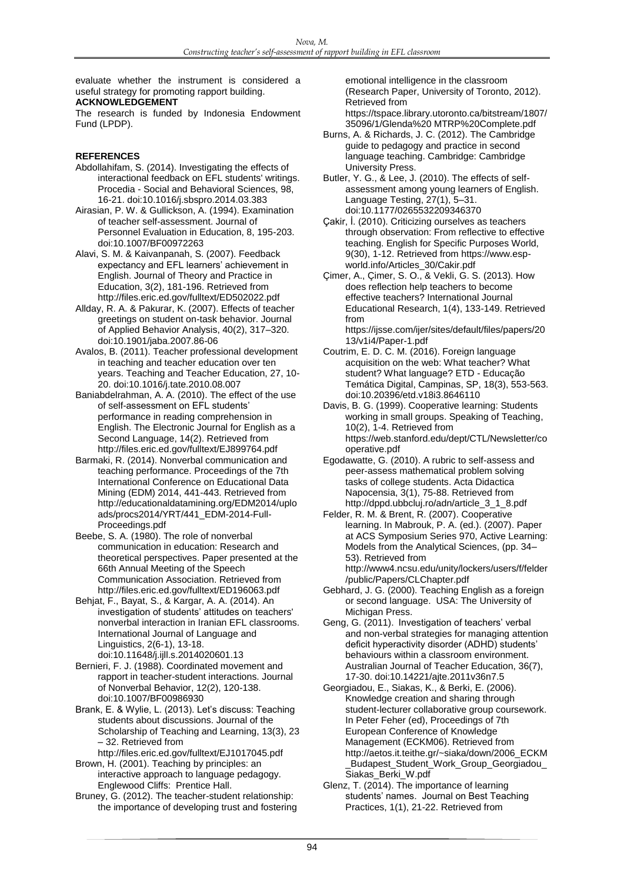evaluate whether the instrument is considered a useful strategy for promoting rapport building.

**ACKNOWLEDGEMENT**

The research is funded by Indonesia Endowment Fund (LPDP).

**REFERENCES**

Abdollahifam, S. (2014). Investigating the effects of interactional feedback on EFL students' writings. Procedia - Social and Behavioral Sciences, 98, 16-21. doi:10.1016/j.sbspro.2014.03.383

Airasian, P. W. & Gullickson, A. (1994). Examination of teacher self-assessment. Journal of Personnel Evaluation in Education, 8, 195-203. doi:10.1007/BF00972263

Alavi, S. M. & Kaivanpanah, S. (2007). Feedback expectancy and EFL learners' achievement in English. Journal of Theory and Practice in Education, 3(2), 181-196. Retrieved from http://files.eric.ed.gov/fulltext/ED502022.pdf

Allday, R. A. & Pakurar, K. (2007). Effects of teacher greetings on student on-task behavior. Journal of Applied Behavior Analysis, 40(2), 317–320. doi:10.1901/jaba.2007.86-06

Avalos, B. (2011). Teacher professional development in teaching and teacher education over ten years. Teaching and Teacher Education, 27, 10-20. doi:10.1016/j.tate.2010.08.007

Baniabdelrahman, A. A. (2010). The effect of the use of self-assessment on EFL students' performance in reading comprehension in English. The Electronic Journal for English as a Second Language, 14(2). Retrieved from http://files.eric.ed.gov/fulltext/EJ899764.pdf

Barmaki, R. (2014). Nonverbal communication and teaching performance. Proceedings of the 7th International Conference on Educational Data Mining (EDM) 2014, 441-443. Retrieved from http://educationaldatamining.org/EDM2014/uploads/procs2014/YRT/441_EDM-2014-Full-Proceedings.pdf

Beebe, S. A. (1980). The role of nonverbal communication in education: Research and theoretical perspectives. Paper presented at the 66th Annual Meeting of the Speech Communication Association. Retrieved from http://files.eric.ed.gov/fulltext/ED196063.pdf

Behjat, F., Bayat, S., & Kargar, A. A. (2014). An investigation of students' attitudes on teachers' nonverbal interaction in Iranian EFL classrooms. International Journal of Language and Linguistics, 2(6-1), 13-18. doi:10.11648/j.ijll.s.2014020601.13

Bernieri, F. J. (1988). Coordinated movement and rapport in teacher-student interactions. Journal of Nonverbal Behavior, 12(2), 120-138. doi:10.1007/BF00986930

Brank, E. & Wylie, L. (2013). Let's discuss: Teaching students about discussions. Journal of the Scholarship of Teaching and Learning, 13(3), 23 – 32. Retrieved from http://files.eric.ed.gov/fulltext/EJ1017045.pdf

Brown, H. (2001). Teaching by principles: an interactive approach to language pedagogy. Englewood Cliffs: Prentice Hall.

Bruney, G. (2012). The teacher-student relationship: the importance of developing trust and fostering emotional intelligence in the classroom (Research Paper, University of Toronto, 2012). Retrieved from https://tspace.library.utoronto.ca/bitstream/1807/35096/1/Glenda%20 MTRP%20Complete.pdf

Burns, A. & Richards, J. C. (2012). The Cambridge guide to pedagogy and practice in second language teaching. Cambridge: Cambridge University Press.

Butler, Y. G., & Lee, J. (2010). The effects of self-assessment among young learners of English. Language Testing, 27(1), 5–31. doi:10.1177/0265532209346370

Çakir, İ. (2010). Criticizing ourselves as teachers through observation: From reflective to effective teaching. English for Specific Purposes World, 9(30), 1-12. Retrieved from https://www.esp-world.info/Articles_30/Cakir.pdf

Çimer, A., Çimer, S. O., & Vekli, G. S. (2013). How does reflection help teachers to become effective teachers? International Journal Educational Research, 1(4), 133-149. Retrieved from https://ijsse.com/ijer/sites/default/files/papers/2013/v1i4/Paper-1.pdf

Coutrim, E. D. C. M. (2016). Foreign language acquisition on the web: What teacher? What student? What language? ETD - Educação Temática Digital, Campinas, SP, 18(3), 553-563. doi:10.20396/etd.v18i3.8646110

Davis, B. G. (1999). Cooperative learning: Students working in small groups. Speaking of Teaching, 10(2), 1-4. Retrieved from https://web.stanford.edu/dept/CTL/Newsletter/cooperative.pdf

Egodawatte, G. (2010). A rubric to self-assess and peer-assess mathematical problem solving tasks of college students. Acta Didactica Napocensia, 3(1), 75-88. Retrieved from http://dppd.ubbcluj.ro/adn/article_3_1_8.pdf

Felder, R. M. & Brent, R. (2007). Cooperative learning. In Mabrouk, P. A. (ed.). (2007). Paper at ACS Symposium Series 970, Active Learning: Models from the Analytical Sciences, (pp. 34–53). Retrieved from http://www4.ncsu.edu/unity/lockers/users/f/felder/public/Papers/CLChapter.pdf

Gebhard, J. G. (2000). Teaching English as a foreign or second language. USA: The University of Michigan Press.

Geng, G. (2011). Investigation of teachers' verbal and non-verbal strategies for managing attention deficit hyperactivity disorder (ADHD) students' behaviours within a classroom environment. Australian Journal of Teacher Education, 36(7), 17-30. doi:10.14221/ajte.2011v36n7.5

Georgiadou, E., Siakas, K., & Berki, E. (2006). Knowledge creation and sharing through student-lecturer collaborative group coursework. In Peter Feher (ed), Proceedings of 7th European Conference of Knowledge Management (ECKM06). Retrieved from http://aetos.it.teithe.gr/~siaka/down/2006_ECKM_Budapest_Student_Work_Group_Georgiadou_Siakas_Berki_W.pdf

Glenz, T. (2014). The importance of learning students' names. Journal on Best Teaching Practices, 1(1), 21-22. Retrieved from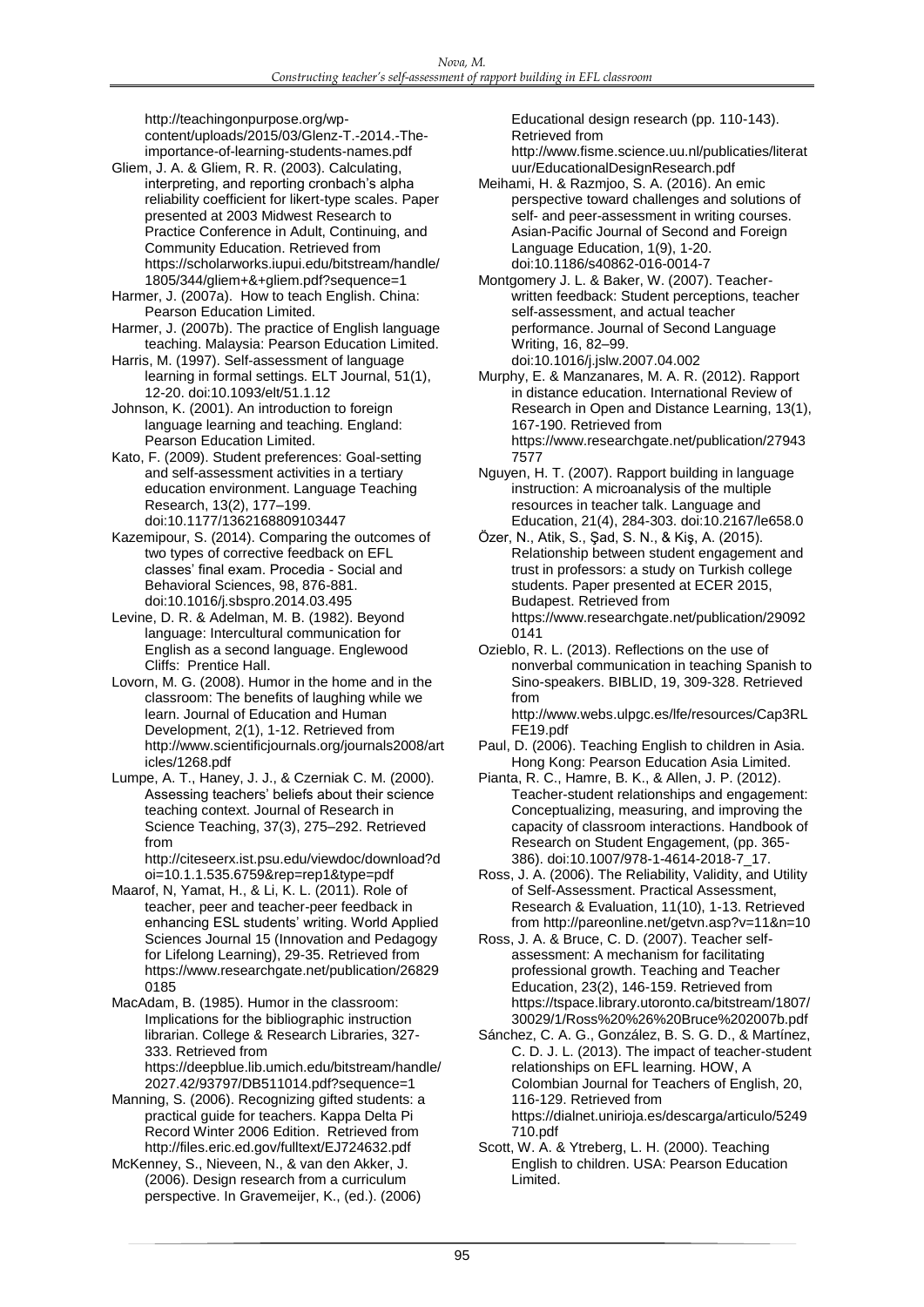http://teachingonpurpose.org/wp-content/uploads/2015/03/Glenz-T.-2014.-The-importance-of-learning-students-names.pdf

Gliem, J. A. & Gliem, R. R. (2003). Calculating, interpreting, and reporting cronbach's alpha reliability coefficient for likert-type scales. Paper presented at 2003 Midwest Research to Practice Conference in Adult, Continuing, and Community Education. Retrieved from https://scholarworks.iupui.edu/bitstream/handle/1805/344/gliem+&+gliem.pdf?sequence=1

Harmer, J. (2007a). How to teach English. China: Pearson Education Limited.

Harmer, J. (2007b). The practice of English language teaching. Malaysia: Pearson Education Limited.

Harris, M. (1997). Self-assessment of language learning in formal settings. ELT Journal, 51(1), 12-20. doi:10.1093/elt/51.1.12

Johnson, K. (2001). An introduction to foreign language learning and teaching. England: Pearson Education Limited.

Kato, F. (2009). Student preferences: Goal-setting and self-assessment activities in a tertiary education environment. Language Teaching Research, 13(2), 177–199. doi:10.1177/1362168809103447

Kazemipour, S. (2014). Comparing the outcomes of two types of corrective feedback on EFL classes' final exam. Procedia - Social and Behavioral Sciences, 98, 876-881. doi:10.1016/j.sbspro.2014.03.495

Levine, D. R. & Adelman, M. B. (1982). Beyond language: Intercultural communication for English as a second language. Englewood Cliffs: Prentice Hall.

Lovorn, M. G. (2008). Humor in the home and in the classroom: The benefits of laughing while we learn. Journal of Education and Human Development, 2(1), 1-12. Retrieved from http://www.scientificjournals.org/journals2008/articles/1268.pdf

Lumpe, A. T., Haney, J. J., & Czerniak C. M. (2000). Assessing teachers' beliefs about their science teaching context. Journal of Research in Science Teaching, 37(3), 275–292. Retrieved from http://citeseerx.ist.psu.edu/viewdoc/download?doi=10.1.1.535.6759&rep=rep1&type=pdf

Maarof, N, Yamat, H., & Li, K. L. (2011). Role of teacher, peer and teacher-peer feedback in enhancing ESL students' writing. World Applied Sciences Journal 15 (Innovation and Pedagogy for Lifelong Learning), 29-35. Retrieved from https://www.researchgate.net/publication/268290185

MacAdam, B. (1985). Humor in the classroom: Implications for the bibliographic instruction librarian. College & Research Libraries, 327-333. Retrieved from https://deepblue.lib.umich.edu/bitstream/handle/2027.42/93797/DB511014.pdf?sequence=1

Manning, S. (2006). Recognizing gifted students: a practical guide for teachers. Kappa Delta Pi Record Winter 2006 Edition. Retrieved from http://files.eric.ed.gov/fulltext/EJ724632.pdf

McKenney, S., Nieveen, N., & van den Akker, J. (2006). Design research from a curriculum perspective. In Gravemeijer, K., (ed.). (2006) Educational design research (pp. 110-143). Retrieved from http://www.fisme.science.uu.nl/publicaties/literatuur/EducationalDesignResearch.pdf

Meihami, H. & Razmjoo, S. A. (2016). An emic perspective toward challenges and solutions of self- and peer-assessment in writing courses. Asian-Pacific Journal of Second and Foreign Language Education, 1(9), 1-20. doi:10.1186/s40862-016-0014-7

Montgomery J. L. & Baker, W. (2007). Teacher-written feedback: Student perceptions, teacher self-assessment, and actual teacher performance. Journal of Second Language Writing, 16, 82–99. doi:10.1016/j.jslw.2007.04.002

Murphy, E. & Manzanares, M. A. R. (2012). Rapport in distance education. International Review of Research in Open and Distance Learning, 13(1), 167-190. Retrieved from https://www.researchgate.net/publication/279437577

Nguyen, H. T. (2007). Rapport building in language instruction: A microanalysis of the multiple resources in teacher talk. Language and Education, 21(4), 284-303. doi:10.2167/le658.0

Özer, N., Atik, S., Şad, S. N., & Kiş, A. (2015). Relationship between student engagement and trust in professors: a study on Turkish college students. Paper presented at ECER 2015, Budapest. Retrieved from https://www.researchgate.net/publication/290920141

Ozieblo, R. L. (2013). Reflections on the use of nonverbal communication in teaching Spanish to Sino-speakers. BIBLID, 19, 309-328. Retrieved from http://www.webs.ulpgc.es/lfe/resources/Cap3RLFE19.pdf

Paul, D. (2006). Teaching English to children in Asia. Hong Kong: Pearson Education Asia Limited.

Pianta, R. C., Hamre, B. K., & Allen, J. P. (2012). Teacher-student relationships and engagement: Conceptualizing, measuring, and improving the capacity of classroom interactions. Handbook of Research on Student Engagement, (pp. 365-386). doi:10.1007/978-1-4614-2018-7_17.

Ross, J. A. (2006). The Reliability, Validity, and Utility of Self-Assessment. Practical Assessment, Research & Evaluation, 11(10), 1-13. Retrieved from http://pareonline.net/getvn.asp?v=11&n=10

Ross, J. A. & Bruce, C. D. (2007). Teacher self-assessment: A mechanism for facilitating professional growth. Teaching and Teacher Education, 23(2), 146-159. Retrieved from https://tspace.library.utoronto.ca/bitstream/1807/30029/1/Ross%20%26%20Bruce%202007b.pdf

Sánchez, C. A. G., González, B. S. G. D., & Martínez, C. D. J. L. (2013). The impact of teacher-student relationships on EFL learning. HOW, A Colombian Journal for Teachers of English, 20, 116-129. Retrieved from https://dialnet.unirioja.es/descarga/articulo/5249710.pdf

Scott, W. A. & Ytreberg, L. H. (2000). Teaching English to children. USA: Pearson Education Limited.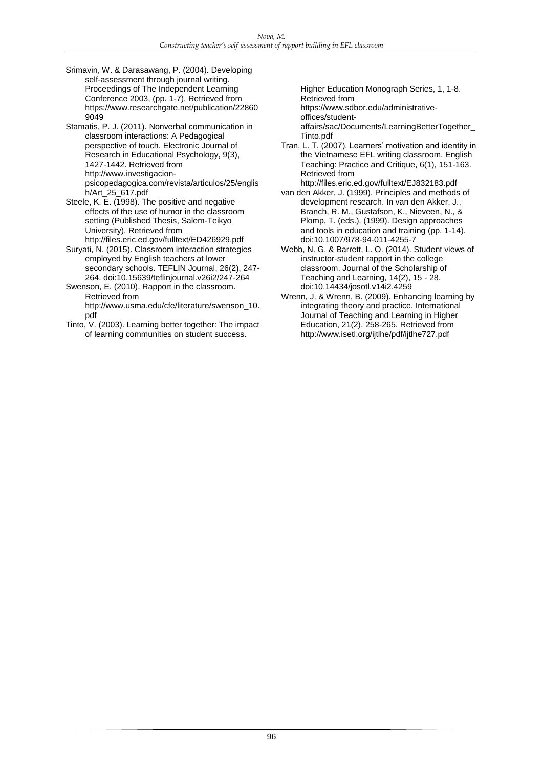Srimavin, W. & Darasawang, P. (2004). Developing self-assessment through journal writing. Proceedings of The Independent Learning Conference 2003, (pp. 1-7). Retrieved from https://www.researchgate.net/publication/228609049

Stamatis, P. J. (2011). Nonverbal communication in classroom interactions: A Pedagogical perspective of touch. Electronic Journal of Research in Educational Psychology, 9(3), 1427-1442. Retrieved from http://www.investigacion-psicopedagogica.com/revista/articulos/25/english/Art_25_617.pdf

Steele, K. E. (1998). The positive and negative effects of the use of humor in the classroom setting (Published Thesis, Salem-Teikyo University). Retrieved from http://files.eric.ed.gov/fulltext/ED426929.pdf

Suryati, N. (2015). Classroom interaction strategies employed by English teachers at lower secondary schools. TEFLIN Journal, 26(2), 247-264. doi:10.15639/teflinjournal.v26i2/247-264

Swenson, E. (2010). Rapport in the classroom. Retrieved from http://www.usma.edu/cfe/literature/swenson_10.pdf

Tinto, V. (2003). Learning better together: The impact of learning communities on student success. Higher Education Monograph Series, 1, 1-8. Retrieved from https://www.sdbor.edu/administrative-offices/student-affairs/sac/Documents/LearningBetterTogether_Tinto.pdf

Tran, L. T. (2007). Learners' motivation and identity in the Vietnamese EFL writing classroom. English Teaching: Practice and Critique, 6(1), 151-163. Retrieved from http://files.eric.ed.gov/fulltext/EJ832183.pdf

van den Akker, J. (1999). Principles and methods of development research. In van den Akker, J., Branch, R. M., Gustafson, K., Nieveen, N., & Plomp, T. (eds.). (1999). Design approaches and tools in education and training (pp. 1-14). doi:10.1007/978-94-011-4255-7

Webb, N. G. & Barrett, L. O. (2014). Student views of instructor-student rapport in the college classroom. Journal of the Scholarship of Teaching and Learning, 14(2), 15 - 28. doi:10.14434/josotl.v14i2.4259

Wrenn, J. & Wrenn, B. (2009). Enhancing learning by integrating theory and practice. International Journal of Teaching and Learning in Higher Education, 21(2), 258-265. Retrieved from http://www.isetl.org/ijtlhe/pdf/ijtlhe727.pdf